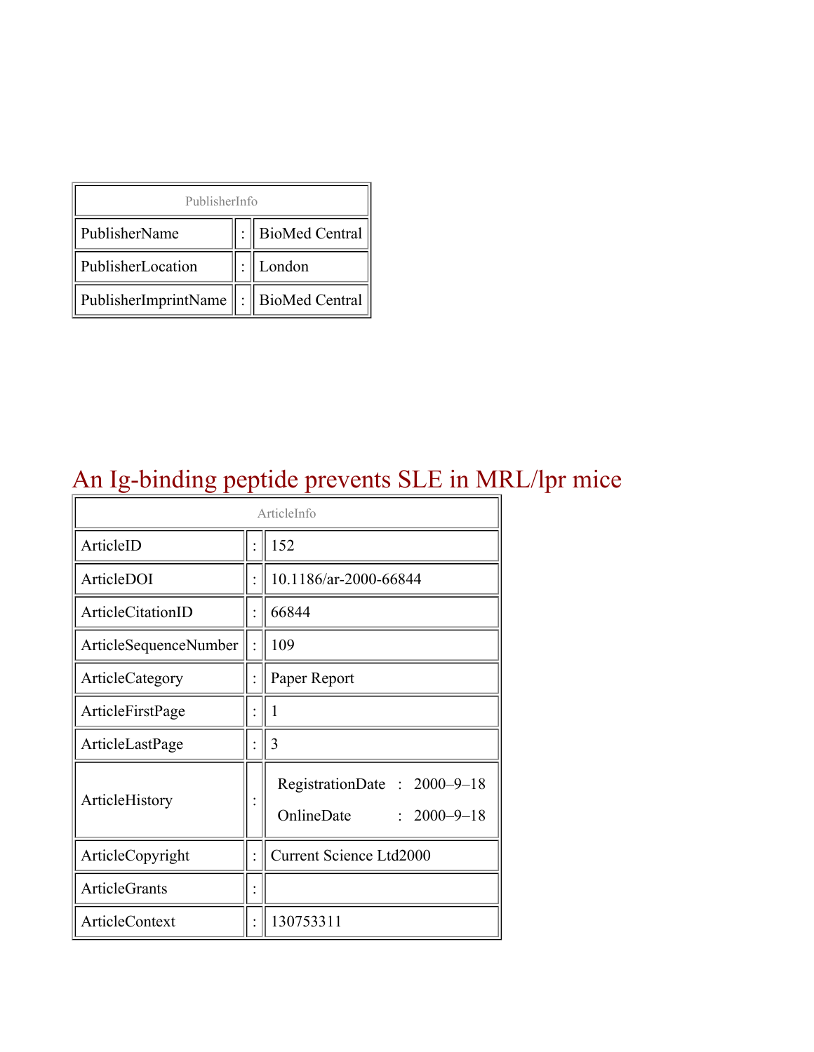| PublisherInfo | | |
|---|---|---|
| PublisherName | : | BioMed Central |
| PublisherLocation | : | London |
| PublisherImprintName | : | BioMed Central |

# An Ig-binding peptide prevents SLE in MRL/lpr mice

| ArticleInfo | | |
|---|---|---|
| ArticleID | : | 152 |
| ArticleDOI | : | 10.1186/ar-2000-66844 |
| ArticleCitationID | : | 66844 |
| ArticleSequenceNumber | : | 109 |
| ArticleCategory | : | Paper Report |
| ArticleFirstPage | : | 1 |
| ArticleLastPage | : | 3 |
| ArticleHistory | : | RegistrationDate : 2000–9–18<br>OnlineDate : 2000–9–18 |
| ArticleCopyright | : | Current Science Ltd2000 |
| ArticleGrants | : | |
| ArticleContext | : | 130753311 |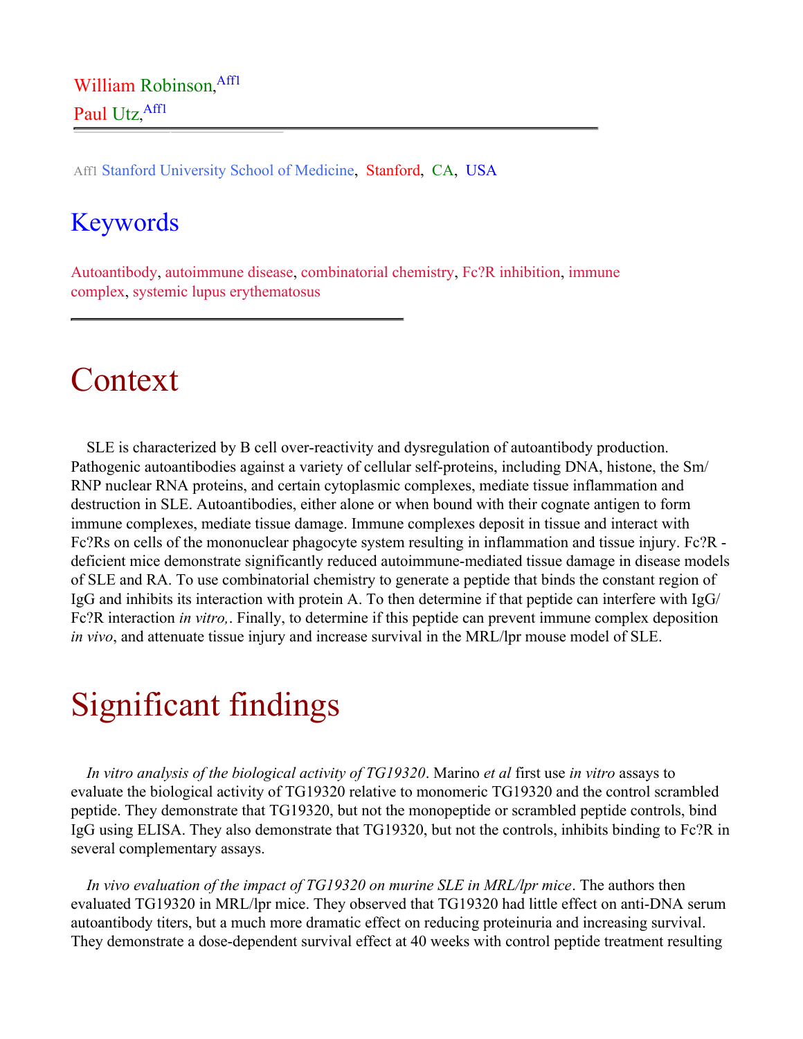William Robinson,[Aff1]

Paul Utz,[Aff1]

---

Aff1 Stanford University School of Medicine, Stanford, CA, USA

## Keywords

Autoantibody, autoimmune disease, combinatorial chemistry, Fc?R inhibition, immune complex, systemic lupus erythematosus

---

# Context

SLE is characterized by B cell over-reactivity and dysregulation of autoantibody production. Pathogenic autoantibodies against a variety of cellular self-proteins, including DNA, histone, the Sm/RNP nuclear RNA proteins, and certain cytoplasmic complexes, mediate tissue inflammation and destruction in SLE. Autoantibodies, either alone or when bound with their cognate antigen to form immune complexes, mediate tissue damage. Immune complexes deposit in tissue and interact with Fc?Rs on cells of the mononuclear phagocyte system resulting in inflammation and tissue injury. Fc?R -deficient mice demonstrate significantly reduced autoimmune-mediated tissue damage in disease models of SLE and RA. To use combinatorial chemistry to generate a peptide that binds the constant region of IgG and inhibits its interaction with protein A. To then determine if that peptide can interfere with IgG/ Fc?R interaction *in vitro,*. Finally, to determine if this peptide can prevent immune complex deposition *in vivo*, and attenuate tissue injury and increase survival in the MRL/lpr mouse model of SLE.

# Significant findings

*In vitro analysis of the biological activity of TG19320*. Marino *et al* first use *in vitro* assays to evaluate the biological activity of TG19320 relative to monomeric TG19320 and the control scrambled peptide. They demonstrate that TG19320, but not the monopeptide or scrambled peptide controls, bind IgG using ELISA. They also demonstrate that TG19320, but not the controls, inhibits binding to Fc?R in several complementary assays.

*In vivo evaluation of the impact of TG19320 on murine SLE in MRL/lpr mice*. The authors then evaluated TG19320 in MRL/lpr mice. They observed that TG19320 had little effect on anti-DNA serum autoantibody titers, but a much more dramatic effect on reducing proteinuria and increasing survival. They demonstrate a dose-dependent survival effect at 40 weeks with control peptide treatment resulting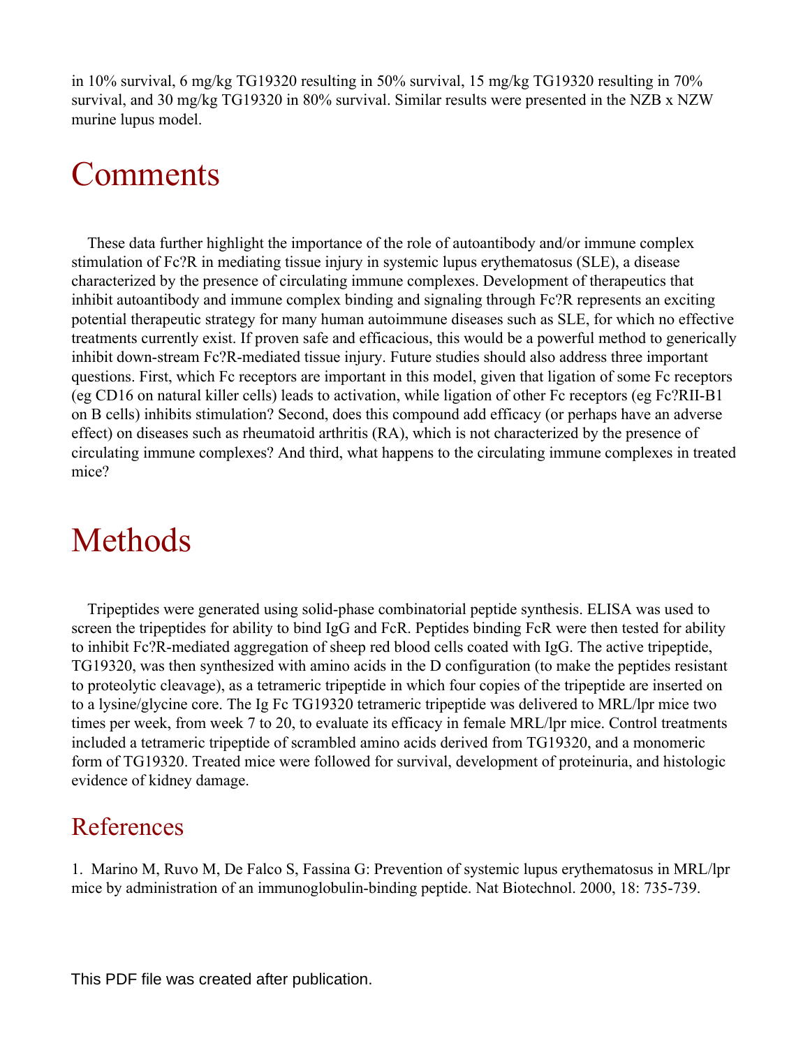in 10% survival, 6 mg/kg TG19320 resulting in 50% survival, 15 mg/kg TG19320 resulting in 70% survival, and 30 mg/kg TG19320 in 80% survival. Similar results were presented in the NZB x NZW murine lupus model.

# Comments

These data further highlight the importance of the role of autoantibody and/or immune complex stimulation of Fc?R in mediating tissue injury in systemic lupus erythematosus (SLE), a disease characterized by the presence of circulating immune complexes. Development of therapeutics that inhibit autoantibody and immune complex binding and signaling through Fc?R represents an exciting potential therapeutic strategy for many human autoimmune diseases such as SLE, for which no effective treatments currently exist. If proven safe and efficacious, this would be a powerful method to generically inhibit down-stream Fc?R-mediated tissue injury. Future studies should also address three important questions. First, which Fc receptors are important in this model, given that ligation of some Fc receptors (eg CD16 on natural killer cells) leads to activation, while ligation of other Fc receptors (eg Fc?RII-B1 on B cells) inhibits stimulation? Second, does this compound add efficacy (or perhaps have an adverse effect) on diseases such as rheumatoid arthritis (RA), which is not characterized by the presence of circulating immune complexes? And third, what happens to the circulating immune complexes in treated mice?

# Methods

Tripeptides were generated using solid-phase combinatorial peptide synthesis. ELISA was used to screen the tripeptides for ability to bind IgG and FcR. Peptides binding FcR were then tested for ability to inhibit Fc?R-mediated aggregation of sheep red blood cells coated with IgG. The active tripeptide, TG19320, was then synthesized with amino acids in the D configuration (to make the peptides resistant to proteolytic cleavage), as a tetrameric tripeptide in which four copies of the tripeptide are inserted on to a lysine/glycine core. The Ig Fc TG19320 tetrameric tripeptide was delivered to MRL/lpr mice two times per week, from week 7 to 20, to evaluate its efficacy in female MRL/lpr mice. Control treatments included a tetrameric tripeptide of scrambled amino acids derived from TG19320, and a monomeric form of TG19320. Treated mice were followed for survival, development of proteinuria, and histologic evidence of kidney damage.

## References

1. Marino M, Ruvo M, De Falco S, Fassina G: Prevention of systemic lupus erythematosus in MRL/lpr mice by administration of an immunoglobulin-binding peptide. Nat Biotechnol. 2000, 18: 735-739.

This PDF file was created after publication.